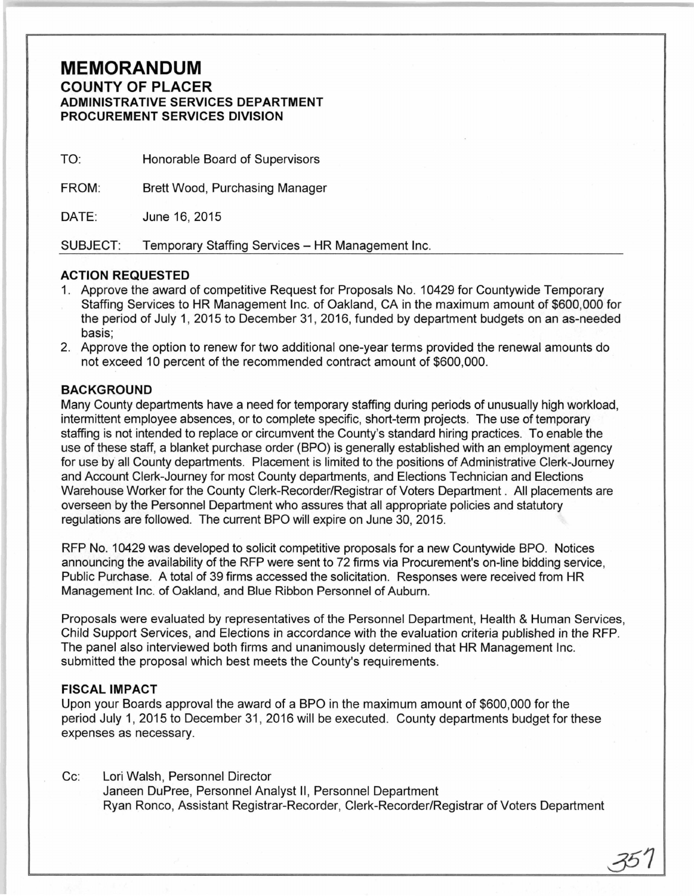# MEMORANDUM

## COUNTY OF PLACER

### ADMINISTRATIVE SERVICES DEPARTMENT
### PROCUREMENT SERVICES DIVISION

TO: Honorable Board of Supervisors

FROM: Brett Wood, Purchasing Manager

DATE: June 16, 2015

SUBJECT: Temporary Staffing Services – HR Management Inc.

**ACTION REQUESTED**

1. Approve the award of competitive Request for Proposals No. 10429 for Countywide Temporary Staffing Services to HR Management Inc. of Oakland, CA in the maximum amount of $600,000 for the period of July 1, 2015 to December 31, 2016, funded by department budgets on an as-needed basis;
2. Approve the option to renew for two additional one-year terms provided the renewal amounts do not exceed 10 percent of the recommended contract amount of $600,000.

**BACKGROUND**

Many County departments have a need for temporary staffing during periods of unusually high workload, intermittent employee absences, or to complete specific, short-term projects. The use of temporary staffing is not intended to replace or circumvent the County's standard hiring practices. To enable the use of these staff, a blanket purchase order (BPO) is generally established with an employment agency for use by all County departments. Placement is limited to the positions of Administrative Clerk-Journey and Account Clerk-Journey for most County departments, and Elections Technician and Elections Warehouse Worker for the County Clerk-Recorder/Registrar of Voters Department . All placements are overseen by the Personnel Department who assures that all appropriate policies and statutory regulations are followed. The current BPO will expire on June 30, 2015.

RFP No. 10429 was developed to solicit competitive proposals for a new Countywide BPO. Notices announcing the availability of the RFP were sent to 72 firms via Procurement's on-line bidding service, Public Purchase. A total of 39 firms accessed the solicitation. Responses were received from HR Management Inc. of Oakland, and Blue Ribbon Personnel of Auburn.

Proposals were evaluated by representatives of the Personnel Department, Health & Human Services, Child Support Services, and Elections in accordance with the evaluation criteria published in the RFP. The panel also interviewed both firms and unanimously determined that HR Management Inc. submitted the proposal which best meets the County's requirements.

**FISCAL IMPACT**

Upon your Boards approval the award of a BPO in the maximum amount of $600,000 for the period July 1, 2015 to December 31, 2016 will be executed. County departments budget for these expenses as necessary.

Cc: Lori Walsh, Personnel Director
Janeen DuPree, Personnel Analyst II, Personnel Department
Ryan Ronco, Assistant Registrar-Recorder, Clerk-Recorder/Registrar of Voters Department